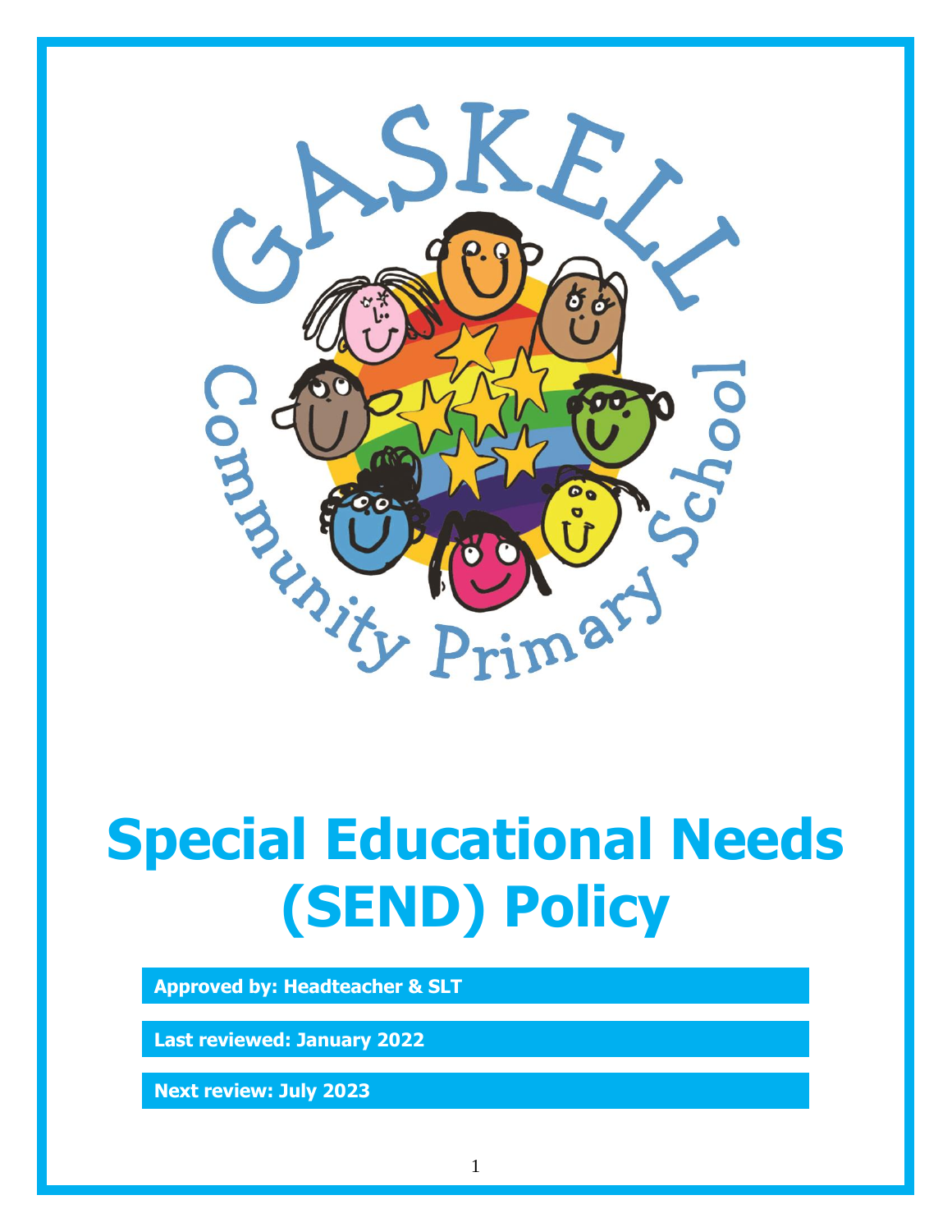# Special Educational Needs (SEND) Policy

**Approved by: Headteacher & SLT**

**Last reviewed: January 2022**

**Next review: July 2023**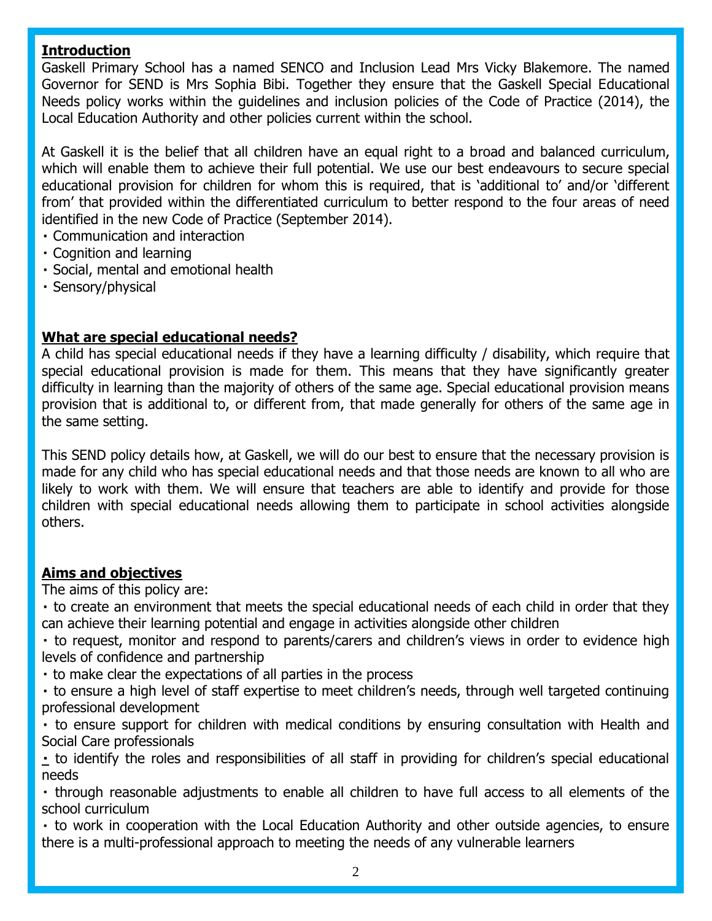## Introduction

Gaskell Primary School has a named SENCO and Inclusion Lead Mrs Vicky Blakemore. The named Governor for SEND is Mrs Sophia Bibi. Together they ensure that the Gaskell Special Educational Needs policy works within the guidelines and inclusion policies of the Code of Practice (2014), the Local Education Authority and other policies current within the school.

At Gaskell it is the belief that all children have an equal right to a broad and balanced curriculum, which will enable them to achieve their full potential. We use our best endeavours to secure special educational provision for children for whom this is required, that is 'additional to' and/or 'different from' that provided within the differentiated curriculum to better respond to the four areas of need identified in the new Code of Practice (September 2014).

- Communication and interaction
- Cognition and learning
- Social, mental and emotional health
- Sensory/physical

## What are special educational needs?

A child has special educational needs if they have a learning difficulty / disability, which require that special educational provision is made for them. This means that they have significantly greater difficulty in learning than the majority of others of the same age. Special educational provision means provision that is additional to, or different from, that made generally for others of the same age in the same setting.

This SEND policy details how, at Gaskell, we will do our best to ensure that the necessary provision is made for any child who has special educational needs and that those needs are known to all who are likely to work with them. We will ensure that teachers are able to identify and provide for those children with special educational needs allowing them to participate in school activities alongside others.

## Aims and objectives

The aims of this policy are:

- to create an environment that meets the special educational needs of each child in order that they can achieve their learning potential and engage in activities alongside other children
- to request, monitor and respond to parents/carers and children's views in order to evidence high levels of confidence and partnership
- to make clear the expectations of all parties in the process
- to ensure a high level of staff expertise to meet children's needs, through well targeted continuing professional development
- to ensure support for children with medical conditions by ensuring consultation with Health and Social Care professionals
- to identify the roles and responsibilities of all staff in providing for children's special educational needs
- through reasonable adjustments to enable all children to have full access to all elements of the school curriculum
- to work in cooperation with the Local Education Authority and other outside agencies, to ensure there is a multi-professional approach to meeting the needs of any vulnerable learners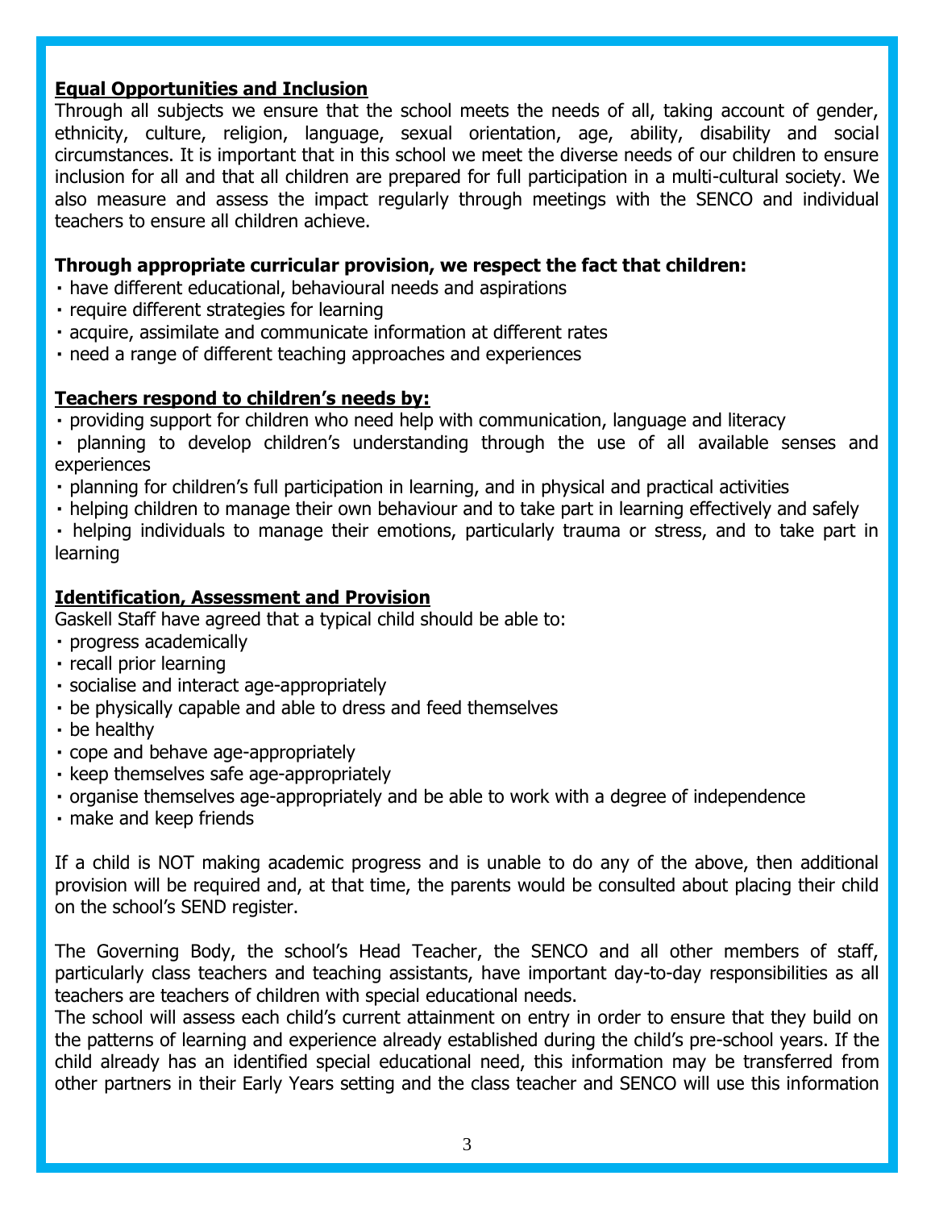## Equal Opportunities and Inclusion

Through all subjects we ensure that the school meets the needs of all, taking account of gender, ethnicity, culture, religion, language, sexual orientation, age, ability, disability and social circumstances. It is important that in this school we meet the diverse needs of our children to ensure inclusion for all and that all children are prepared for full participation in a multi-cultural society. We also measure and assess the impact regularly through meetings with the SENCO and individual teachers to ensure all children achieve.

**Through appropriate curricular provision, we respect the fact that children:**

- have different educational, behavioural needs and aspirations
- require different strategies for learning
- acquire, assimilate and communicate information at different rates
- need a range of different teaching approaches and experiences

## Teachers respond to children's needs by:

- providing support for children who need help with communication, language and literacy
- planning to develop children's understanding through the use of all available senses and experiences
- planning for children's full participation in learning, and in physical and practical activities
- helping children to manage their own behaviour and to take part in learning effectively and safely
- helping individuals to manage their emotions, particularly trauma or stress, and to take part in learning

## Identification, Assessment and Provision

Gaskell Staff have agreed that a typical child should be able to:

- progress academically
- recall prior learning
- socialise and interact age-appropriately
- be physically capable and able to dress and feed themselves
- be healthy
- cope and behave age-appropriately
- keep themselves safe age-appropriately
- organise themselves age-appropriately and be able to work with a degree of independence
- make and keep friends

If a child is NOT making academic progress and is unable to do any of the above, then additional provision will be required and, at that time, the parents would be consulted about placing their child on the school's SEND register.

The Governing Body, the school's Head Teacher, the SENCO and all other members of staff, particularly class teachers and teaching assistants, have important day-to-day responsibilities as all teachers are teachers of children with special educational needs.

The school will assess each child's current attainment on entry in order to ensure that they build on the patterns of learning and experience already established during the child's pre-school years. If the child already has an identified special educational need, this information may be transferred from other partners in their Early Years setting and the class teacher and SENCO will use this information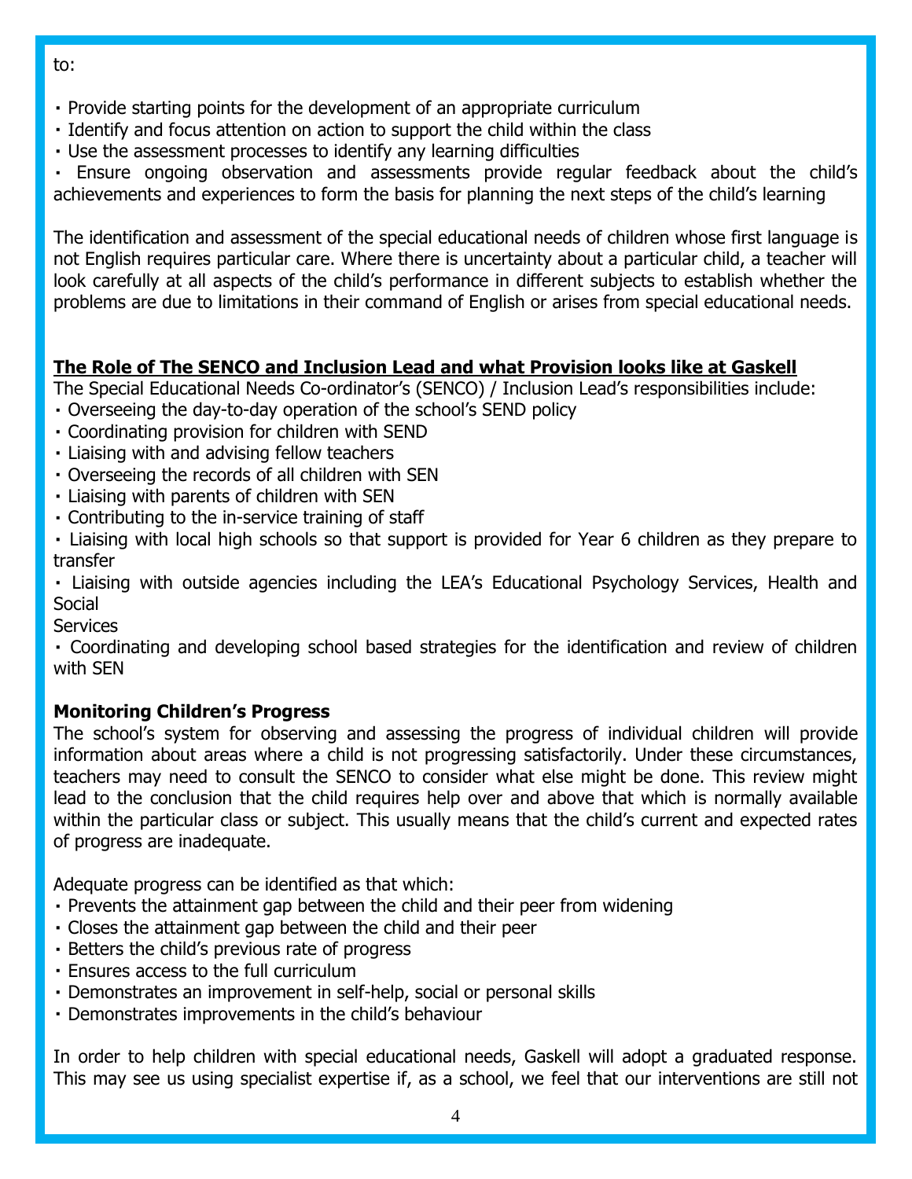to:

- Provide starting points for the development of an appropriate curriculum
- Identify and focus attention on action to support the child within the class
- Use the assessment processes to identify any learning difficulties
- Ensure ongoing observation and assessments provide regular feedback about the child's achievements and experiences to form the basis for planning the next steps of the child's learning

The identification and assessment of the special educational needs of children whose first language is not English requires particular care. Where there is uncertainty about a particular child, a teacher will look carefully at all aspects of the child's performance in different subjects to establish whether the problems are due to limitations in their command of English or arises from special educational needs.

## The Role of The SENCO and Inclusion Lead and what Provision looks like at Gaskell

The Special Educational Needs Co-ordinator's (SENCO) / Inclusion Lead's responsibilities include:

- Overseeing the day-to-day operation of the school's SEND policy
- Coordinating provision for children with SEND
- Liaising with and advising fellow teachers
- Overseeing the records of all children with SEN
- Liaising with parents of children with SEN
- Contributing to the in-service training of staff
- Liaising with local high schools so that support is provided for Year 6 children as they prepare to transfer
- Liaising with outside agencies including the LEA's Educational Psychology Services, Health and Social Services
- Coordinating and developing school based strategies for the identification and review of children with SEN

### Monitoring Children's Progress

The school's system for observing and assessing the progress of individual children will provide information about areas where a child is not progressing satisfactorily. Under these circumstances, teachers may need to consult the SENCO to consider what else might be done. This review might lead to the conclusion that the child requires help over and above that which is normally available within the particular class or subject. This usually means that the child's current and expected rates of progress are inadequate.

Adequate progress can be identified as that which:

- Prevents the attainment gap between the child and their peer from widening
- Closes the attainment gap between the child and their peer
- Betters the child's previous rate of progress
- Ensures access to the full curriculum
- Demonstrates an improvement in self-help, social or personal skills
- Demonstrates improvements in the child's behaviour

In order to help children with special educational needs, Gaskell will adopt a graduated response. This may see us using specialist expertise if, as a school, we feel that our interventions are still not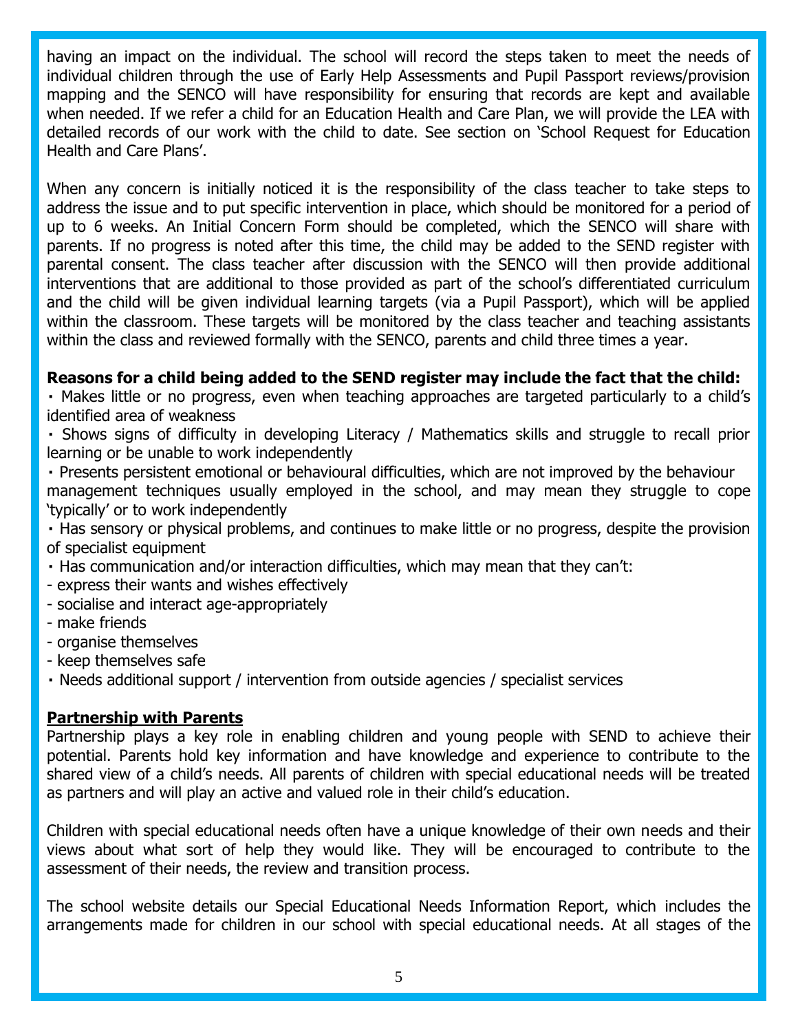having an impact on the individual. The school will record the steps taken to meet the needs of individual children through the use of Early Help Assessments and Pupil Passport reviews/provision mapping and the SENCO will have responsibility for ensuring that records are kept and available when needed. If we refer a child for an Education Health and Care Plan, we will provide the LEA with detailed records of our work with the child to date. See section on 'School Request for Education Health and Care Plans'.

When any concern is initially noticed it is the responsibility of the class teacher to take steps to address the issue and to put specific intervention in place, which should be monitored for a period of up to 6 weeks. An Initial Concern Form should be completed, which the SENCO will share with parents. If no progress is noted after this time, the child may be added to the SEND register with parental consent. The class teacher after discussion with the SENCO will then provide additional interventions that are additional to those provided as part of the school's differentiated curriculum and the child will be given individual learning targets (via a Pupil Passport), which will be applied within the classroom. These targets will be monitored by the class teacher and teaching assistants within the class and reviewed formally with the SENCO, parents and child three times a year.

**Reasons for a child being added to the SEND register may include the fact that the child:**

- Makes little or no progress, even when teaching approaches are targeted particularly to a child's identified area of weakness
- Shows signs of difficulty in developing Literacy / Mathematics skills and struggle to recall prior learning or be unable to work independently
- Presents persistent emotional or behavioural difficulties, which are not improved by the behaviour management techniques usually employed in the school, and may mean they struggle to cope 'typically' or to work independently
- Has sensory or physical problems, and continues to make little or no progress, despite the provision of specialist equipment
- Has communication and/or interaction difficulties, which may mean that they can't:
  - express their wants and wishes effectively
  - socialise and interact age-appropriately
  - make friends
  - organise themselves
  - keep themselves safe
- Needs additional support / intervention from outside agencies / specialist services

## Partnership with Parents

Partnership plays a key role in enabling children and young people with SEND to achieve their potential. Parents hold key information and have knowledge and experience to contribute to the shared view of a child's needs. All parents of children with special educational needs will be treated as partners and will play an active and valued role in their child's education.

Children with special educational needs often have a unique knowledge of their own needs and their views about what sort of help they would like. They will be encouraged to contribute to the assessment of their needs, the review and transition process.

The school website details our Special Educational Needs Information Report, which includes the arrangements made for children in our school with special educational needs. At all stages of the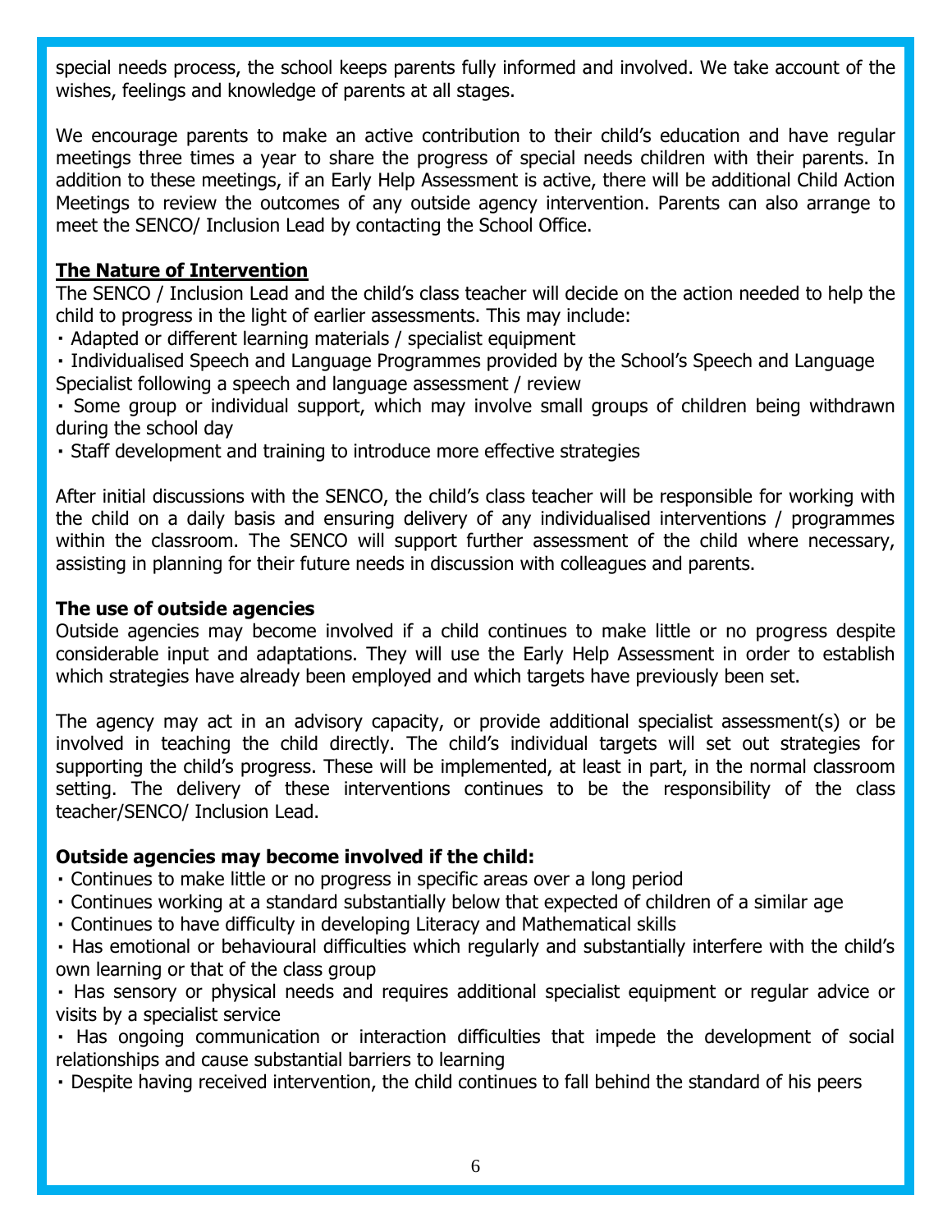special needs process, the school keeps parents fully informed and involved. We take account of the wishes, feelings and knowledge of parents at all stages.

We encourage parents to make an active contribution to their child's education and have regular meetings three times a year to share the progress of special needs children with their parents. In addition to these meetings, if an Early Help Assessment is active, there will be additional Child Action Meetings to review the outcomes of any outside agency intervention. Parents can also arrange to meet the SENCO/ Inclusion Lead by contacting the School Office.

**The Nature of Intervention**

The SENCO / Inclusion Lead and the child's class teacher will decide on the action needed to help the child to progress in the light of earlier assessments. This may include:

- Adapted or different learning materials / specialist equipment
- Individualised Speech and Language Programmes provided by the School's Speech and Language Specialist following a speech and language assessment / review
- Some group or individual support, which may involve small groups of children being withdrawn during the school day
- Staff development and training to introduce more effective strategies

After initial discussions with the SENCO, the child's class teacher will be responsible for working with the child on a daily basis and ensuring delivery of any individualised interventions / programmes within the classroom. The SENCO will support further assessment of the child where necessary, assisting in planning for their future needs in discussion with colleagues and parents.

**The use of outside agencies**

Outside agencies may become involved if a child continues to make little or no progress despite considerable input and adaptations. They will use the Early Help Assessment in order to establish which strategies have already been employed and which targets have previously been set.

The agency may act in an advisory capacity, or provide additional specialist assessment(s) or be involved in teaching the child directly. The child's individual targets will set out strategies for supporting the child's progress. These will be implemented, at least in part, in the normal classroom setting. The delivery of these interventions continues to be the responsibility of the class teacher/SENCO/ Inclusion Lead.

**Outside agencies may become involved if the child:**

- Continues to make little or no progress in specific areas over a long period
- Continues working at a standard substantially below that expected of children of a similar age
- Continues to have difficulty in developing Literacy and Mathematical skills
- Has emotional or behavioural difficulties which regularly and substantially interfere with the child's own learning or that of the class group
- Has sensory or physical needs and requires additional specialist equipment or regular advice or visits by a specialist service
- Has ongoing communication or interaction difficulties that impede the development of social relationships and cause substantial barriers to learning
- Despite having received intervention, the child continues to fall behind the standard of his peers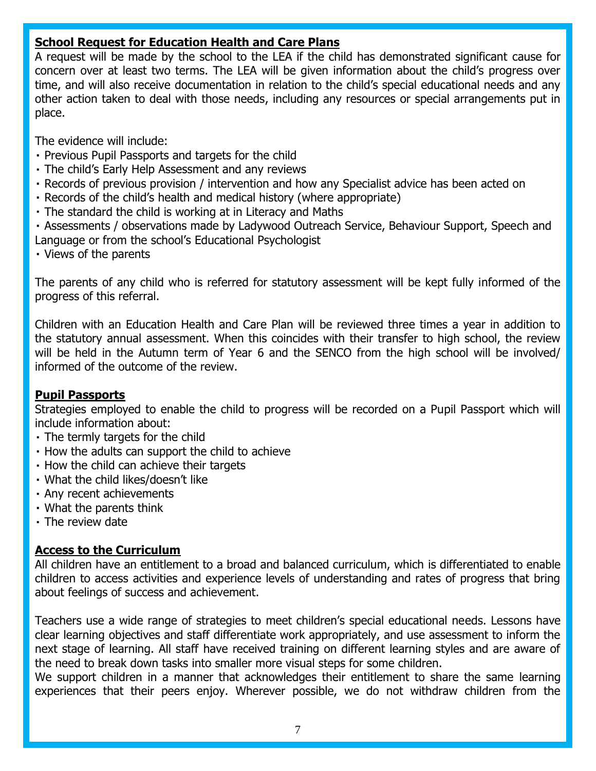## School Request for Education Health and Care Plans

A request will be made by the school to the LEA if the child has demonstrated significant cause for concern over at least two terms. The LEA will be given information about the child's progress over time, and will also receive documentation in relation to the child's special educational needs and any other action taken to deal with those needs, including any resources or special arrangements put in place.

The evidence will include:

- Previous Pupil Passports and targets for the child
- The child's Early Help Assessment and any reviews
- Records of previous provision / intervention and how any Specialist advice has been acted on
- Records of the child's health and medical history (where appropriate)
- The standard the child is working at in Literacy and Maths
- Assessments / observations made by Ladywood Outreach Service, Behaviour Support, Speech and Language or from the school's Educational Psychologist
- Views of the parents

The parents of any child who is referred for statutory assessment will be kept fully informed of the progress of this referral.

Children with an Education Health and Care Plan will be reviewed three times a year in addition to the statutory annual assessment. When this coincides with their transfer to high school, the review will be held in the Autumn term of Year 6 and the SENCO from the high school will be involved/ informed of the outcome of the review.

## Pupil Passports

Strategies employed to enable the child to progress will be recorded on a Pupil Passport which will include information about:

- The termly targets for the child
- How the adults can support the child to achieve
- How the child can achieve their targets
- What the child likes/doesn't like
- Any recent achievements
- What the parents think
- The review date

## Access to the Curriculum

All children have an entitlement to a broad and balanced curriculum, which is differentiated to enable children to access activities and experience levels of understanding and rates of progress that bring about feelings of success and achievement.

Teachers use a wide range of strategies to meet children's special educational needs. Lessons have clear learning objectives and staff differentiate work appropriately, and use assessment to inform the next stage of learning. All staff have received training on different learning styles and are aware of the need to break down tasks into smaller more visual steps for some children.

We support children in a manner that acknowledges their entitlement to share the same learning experiences that their peers enjoy. Wherever possible, we do not withdraw children from the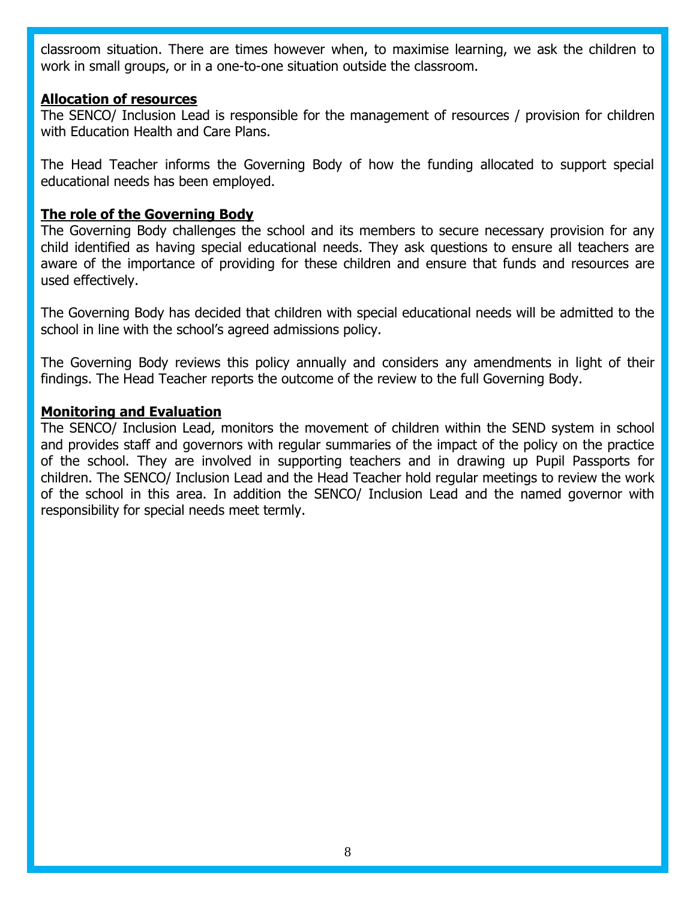classroom situation. There are times however when, to maximise learning, we ask the children to work in small groups, or in a one-to-one situation outside the classroom.

**Allocation of resources**

The SENCO/ Inclusion Lead is responsible for the management of resources / provision for children with Education Health and Care Plans.

The Head Teacher informs the Governing Body of how the funding allocated to support special educational needs has been employed.

**The role of the Governing Body**

The Governing Body challenges the school and its members to secure necessary provision for any child identified as having special educational needs. They ask questions to ensure all teachers are aware of the importance of providing for these children and ensure that funds and resources are used effectively.

The Governing Body has decided that children with special educational needs will be admitted to the school in line with the school's agreed admissions policy.

The Governing Body reviews this policy annually and considers any amendments in light of their findings. The Head Teacher reports the outcome of the review to the full Governing Body.

**Monitoring and Evaluation**

The SENCO/ Inclusion Lead, monitors the movement of children within the SEND system in school and provides staff and governors with regular summaries of the impact of the policy on the practice of the school. They are involved in supporting teachers and in drawing up Pupil Passports for children. The SENCO/ Inclusion Lead and the Head Teacher hold regular meetings to review the work of the school in this area. In addition the SENCO/ Inclusion Lead and the named governor with responsibility for special needs meet termly.